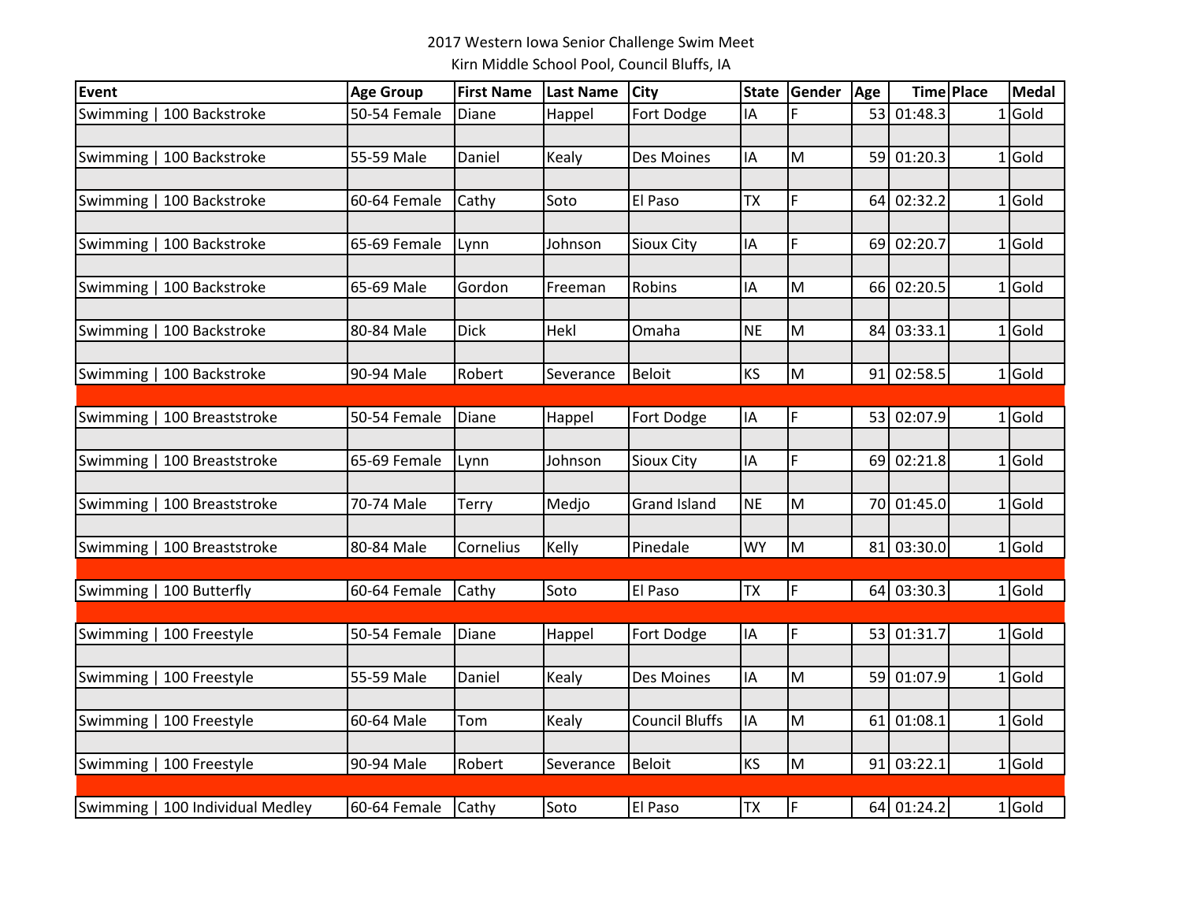# 2017 Western Iowa Senior Challenge Swim Meet

Kirn Middle School Pool, Council Bluffs, IA

| Event | Age Group | First Name | Last Name | City | State | Gender | Age | Time | Place | Medal |
|---|---|---|---|---|---|---|---|---|---|---|
| Swimming \| 100 Backstroke | 50-54 Female | Diane | Happel | Fort Dodge | IA | F | 53 | 01:48.3 | 1 | Gold |
| | | | | | | | | | | |
| Swimming \| 100 Backstroke | 55-59 Male | Daniel | Kealy | Des Moines | IA | M | 59 | 01:20.3 | 1 | Gold |
| | | | | | | | | | | |
| Swimming \| 100 Backstroke | 60-64 Female | Cathy | Soto | El Paso | TX | F | 64 | 02:32.2 | 1 | Gold |
| | | | | | | | | | | |
| Swimming \| 100 Backstroke | 65-69 Female | Lynn | Johnson | Sioux City | IA | F | 69 | 02:20.7 | 1 | Gold |
| | | | | | | | | | | |
| Swimming \| 100 Backstroke | 65-69 Male | Gordon | Freeman | Robins | IA | M | 66 | 02:20.5 | 1 | Gold |
| | | | | | | | | | | |
| Swimming \| 100 Backstroke | 80-84 Male | Dick | Hekl | Omaha | NE | M | 84 | 03:33.1 | 1 | Gold |
| | | | | | | | | | | |
| Swimming \| 100 Backstroke | 90-94 Male | Robert | Severance | Beloit | KS | M | 91 | 02:58.5 | 1 | Gold |
| | | | | | | | | | | |
| Swimming \| 100 Breaststroke | 50-54 Female | Diane | Happel | Fort Dodge | IA | F | 53 | 02:07.9 | 1 | Gold |
| | | | | | | | | | | |
| Swimming \| 100 Breaststroke | 65-69 Female | Lynn | Johnson | Sioux City | IA | F | 69 | 02:21.8 | 1 | Gold |
| | | | | | | | | | | |
| Swimming \| 100 Breaststroke | 70-74 Male | Terry | Medjo | Grand Island | NE | M | 70 | 01:45.0 | 1 | Gold |
| | | | | | | | | | | |
| Swimming \| 100 Breaststroke | 80-84 Male | Cornelius | Kelly | Pinedale | WY | M | 81 | 03:30.0 | 1 | Gold |
| | | | | | | | | | | |
| Swimming \| 100 Butterfly | 60-64 Female | Cathy | Soto | El Paso | TX | F | 64 | 03:30.3 | 1 | Gold |
| | | | | | | | | | | |
| Swimming \| 100 Freestyle | 50-54 Female | Diane | Happel | Fort Dodge | IA | F | 53 | 01:31.7 | 1 | Gold |
| | | | | | | | | | | |
| Swimming \| 100 Freestyle | 55-59 Male | Daniel | Kealy | Des Moines | IA | M | 59 | 01:07.9 | 1 | Gold |
| | | | | | | | | | | |
| Swimming \| 100 Freestyle | 60-64 Male | Tom | Kealy | Council Bluffs | IA | M | 61 | 01:08.1 | 1 | Gold |
| | | | | | | | | | | |
| Swimming \| 100 Freestyle | 90-94 Male | Robert | Severance | Beloit | KS | M | 91 | 03:22.1 | 1 | Gold |
| | | | | | | | | | | |
| Swimming \| 100 Individual Medley | 60-64 Female | Cathy | Soto | El Paso | TX | F | 64 | 01:24.2 | 1 | Gold |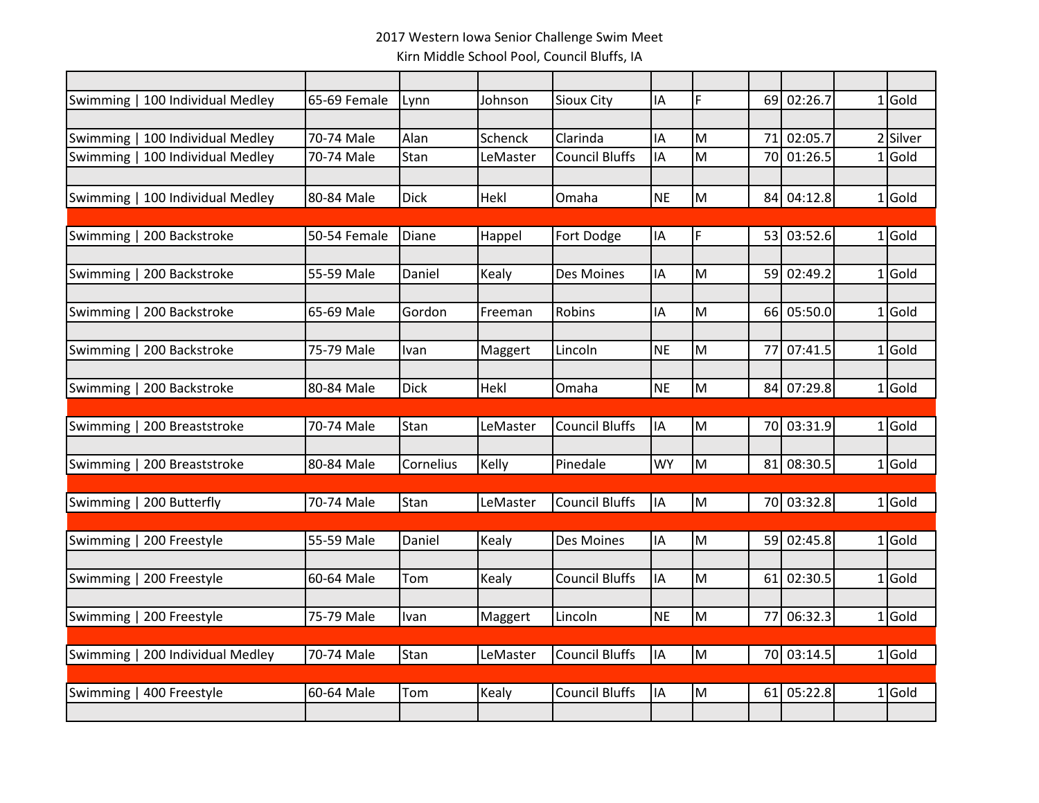2017 Western Iowa Senior Challenge Swim Meet
Kirn Middle School Pool, Council Bluffs, IA

| | | | | | | | | | | |
|---|---|---|---|---|---|---|---|---|---|---|
| Swimming \| 100 Individual Medley | 65-69 Female | Lynn | Johnson | Sioux City | IA | F | 69 | 02:26.7 | 1 | Gold |
| | | | | | | | | | | |
| Swimming \| 100 Individual Medley | 70-74 Male | Alan | Schenck | Clarinda | IA | M | 71 | 02:05.7 | 2 | Silver |
| Swimming \| 100 Individual Medley | 70-74 Male | Stan | LeMaster | Council Bluffs | IA | M | 70 | 01:26.5 | 1 | Gold |
| | | | | | | | | | | |
| Swimming \| 100 Individual Medley | 80-84 Male | Dick | Hekl | Omaha | NE | M | 84 | 04:12.8 | 1 | Gold |
| | | | | | | | | | | |
| Swimming \| 200 Backstroke | 50-54 Female | Diane | Happel | Fort Dodge | IA | F | 53 | 03:52.6 | 1 | Gold |
| | | | | | | | | | | |
| Swimming \| 200 Backstroke | 55-59 Male | Daniel | Kealy | Des Moines | IA | M | 59 | 02:49.2 | 1 | Gold |
| | | | | | | | | | | |
| Swimming \| 200 Backstroke | 65-69 Male | Gordon | Freeman | Robins | IA | M | 66 | 05:50.0 | 1 | Gold |
| | | | | | | | | | | |
| Swimming \| 200 Backstroke | 75-79 Male | Ivan | Maggert | Lincoln | NE | M | 77 | 07:41.5 | 1 | Gold |
| | | | | | | | | | | |
| Swimming \| 200 Backstroke | 80-84 Male | Dick | Hekl | Omaha | NE | M | 84 | 07:29.8 | 1 | Gold |
| | | | | | | | | | | |
| Swimming \| 200 Breaststroke | 70-74 Male | Stan | LeMaster | Council Bluffs | IA | M | 70 | 03:31.9 | 1 | Gold |
| | | | | | | | | | | |
| Swimming \| 200 Breaststroke | 80-84 Male | Cornelius | Kelly | Pinedale | WY | M | 81 | 08:30.5 | 1 | Gold |
| | | | | | | | | | | |
| Swimming \| 200 Butterfly | 70-74 Male | Stan | LeMaster | Council Bluffs | IA | M | 70 | 03:32.8 | 1 | Gold |
| | | | | | | | | | | |
| Swimming \| 200 Freestyle | 55-59 Male | Daniel | Kealy | Des Moines | IA | M | 59 | 02:45.8 | 1 | Gold |
| | | | | | | | | | | |
| Swimming \| 200 Freestyle | 60-64 Male | Tom | Kealy | Council Bluffs | IA | M | 61 | 02:30.5 | 1 | Gold |
| | | | | | | | | | | |
| Swimming \| 200 Freestyle | 75-79 Male | Ivan | Maggert | Lincoln | NE | M | 77 | 06:32.3 | 1 | Gold |
| | | | | | | | | | | |
| Swimming \| 200 Individual Medley | 70-74 Male | Stan | LeMaster | Council Bluffs | IA | M | 70 | 03:14.5 | 1 | Gold |
| | | | | | | | | | | |
| Swimming \| 400 Freestyle | 60-64 Male | Tom | Kealy | Council Bluffs | IA | M | 61 | 05:22.8 | 1 | Gold |
| | | | | | | | | | | |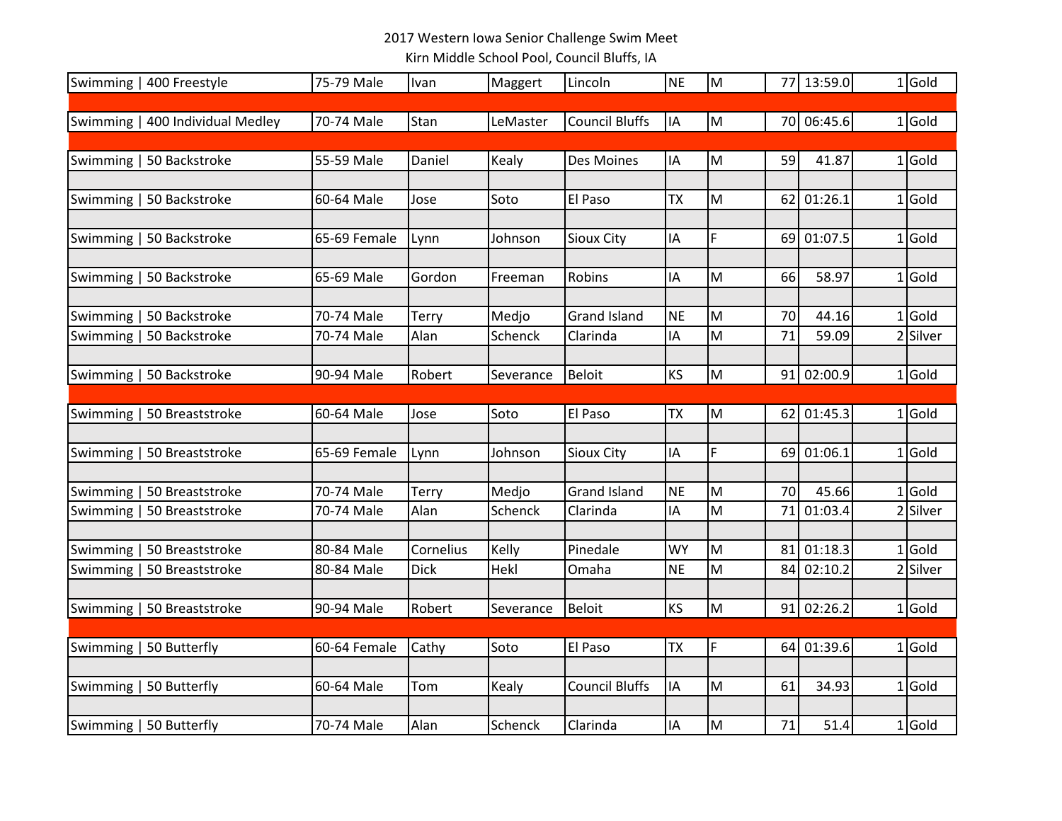2017 Western Iowa Senior Challenge Swim Meet

Kirn Middle School Pool, Council Bluffs, IA

| | | | | | | | | | | |
|---|---|---|---|---|---|---|---|---|---|---|
| Swimming \| 400 Freestyle | 75-79 Male | Ivan | Maggert | Lincoln | NE | M | 77 | 13:59.0 | 1 | Gold |
| | | | | | | | | | | |
| Swimming \| 400 Individual Medley | 70-74 Male | Stan | LeMaster | Council Bluffs | IA | M | 70 | 06:45.6 | 1 | Gold |
| | | | | | | | | | | |
| Swimming \| 50 Backstroke | 55-59 Male | Daniel | Kealy | Des Moines | IA | M | 59 | 41.87 | 1 | Gold |
| | | | | | | | | | | |
| Swimming \| 50 Backstroke | 60-64 Male | Jose | Soto | El Paso | TX | M | 62 | 01:26.1 | 1 | Gold |
| | | | | | | | | | | |
| Swimming \| 50 Backstroke | 65-69 Female | Lynn | Johnson | Sioux City | IA | F | 69 | 01:07.5 | 1 | Gold |
| | | | | | | | | | | |
| Swimming \| 50 Backstroke | 65-69 Male | Gordon | Freeman | Robins | IA | M | 66 | 58.97 | 1 | Gold |
| | | | | | | | | | | |
| Swimming \| 50 Backstroke | 70-74 Male | Terry | Medjo | Grand Island | NE | M | 70 | 44.16 | 1 | Gold |
| Swimming \| 50 Backstroke | 70-74 Male | Alan | Schenck | Clarinda | IA | M | 71 | 59.09 | 2 | Silver |
| | | | | | | | | | | |
| Swimming \| 50 Backstroke | 90-94 Male | Robert | Severance | Beloit | KS | M | 91 | 02:00.9 | 1 | Gold |
| | | | | | | | | | | |
| Swimming \| 50 Breaststroke | 60-64 Male | Jose | Soto | El Paso | TX | M | 62 | 01:45.3 | 1 | Gold |
| | | | | | | | | | | |
| Swimming \| 50 Breaststroke | 65-69 Female | Lynn | Johnson | Sioux City | IA | F | 69 | 01:06.1 | 1 | Gold |
| | | | | | | | | | | |
| Swimming \| 50 Breaststroke | 70-74 Male | Terry | Medjo | Grand Island | NE | M | 70 | 45.66 | 1 | Gold |
| Swimming \| 50 Breaststroke | 70-74 Male | Alan | Schenck | Clarinda | IA | M | 71 | 01:03.4 | 2 | Silver |
| | | | | | | | | | | |
| Swimming \| 50 Breaststroke | 80-84 Male | Cornelius | Kelly | Pinedale | WY | M | 81 | 01:18.3 | 1 | Gold |
| Swimming \| 50 Breaststroke | 80-84 Male | Dick | Hekl | Omaha | NE | M | 84 | 02:10.2 | 2 | Silver |
| | | | | | | | | | | |
| Swimming \| 50 Breaststroke | 90-94 Male | Robert | Severance | Beloit | KS | M | 91 | 02:26.2 | 1 | Gold |
| | | | | | | | | | | |
| Swimming \| 50 Butterfly | 60-64 Female | Cathy | Soto | El Paso | TX | F | 64 | 01:39.6 | 1 | Gold |
| | | | | | | | | | | |
| Swimming \| 50 Butterfly | 60-64 Male | Tom | Kealy | Council Bluffs | IA | M | 61 | 34.93 | 1 | Gold |
| | | | | | | | | | | |
| Swimming \| 50 Butterfly | 70-74 Male | Alan | Schenck | Clarinda | IA | M | 71 | 51.4 | 1 | Gold |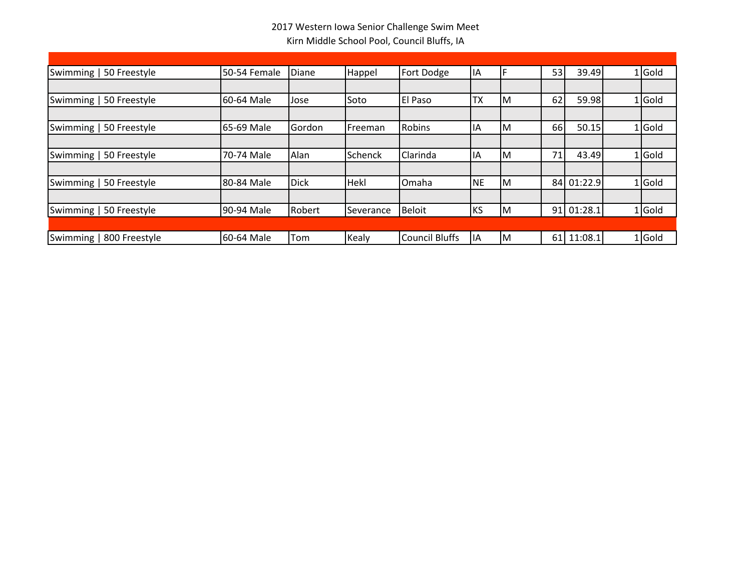2017 Western Iowa Senior Challenge Swim Meet
Kirn Middle School Pool, Council Bluffs, IA

| | | | | | | | | | | |
|---|---|---|---|---|---|---|---|---|---|---|
| Swimming \| 50 Freestyle | 50-54 Female | Diane | Happel | Fort Dodge | IA | F | 53 | 39.49 | 1 | Gold |
| | | | | | | | | | | |
| Swimming \| 50 Freestyle | 60-64 Male | Jose | Soto | El Paso | TX | M | 62 | 59.98 | 1 | Gold |
| | | | | | | | | | | |
| Swimming \| 50 Freestyle | 65-69 Male | Gordon | Freeman | Robins | IA | M | 66 | 50.15 | 1 | Gold |
| | | | | | | | | | | |
| Swimming \| 50 Freestyle | 70-74 Male | Alan | Schenck | Clarinda | IA | M | 71 | 43.49 | 1 | Gold |
| | | | | | | | | | | |
| Swimming \| 50 Freestyle | 80-84 Male | Dick | Hekl | Omaha | NE | M | 84 | 01:22.9 | 1 | Gold |
| | | | | | | | | | | |
| Swimming \| 50 Freestyle | 90-94 Male | Robert | Severance | Beloit | KS | M | 91 | 01:28.1 | 1 | Gold |
| | | | | | | | | | | |
| Swimming \| 800 Freestyle | 60-64 Male | Tom | Kealy | Council Bluffs | IA | M | 61 | 11:08.1 | 1 | Gold |